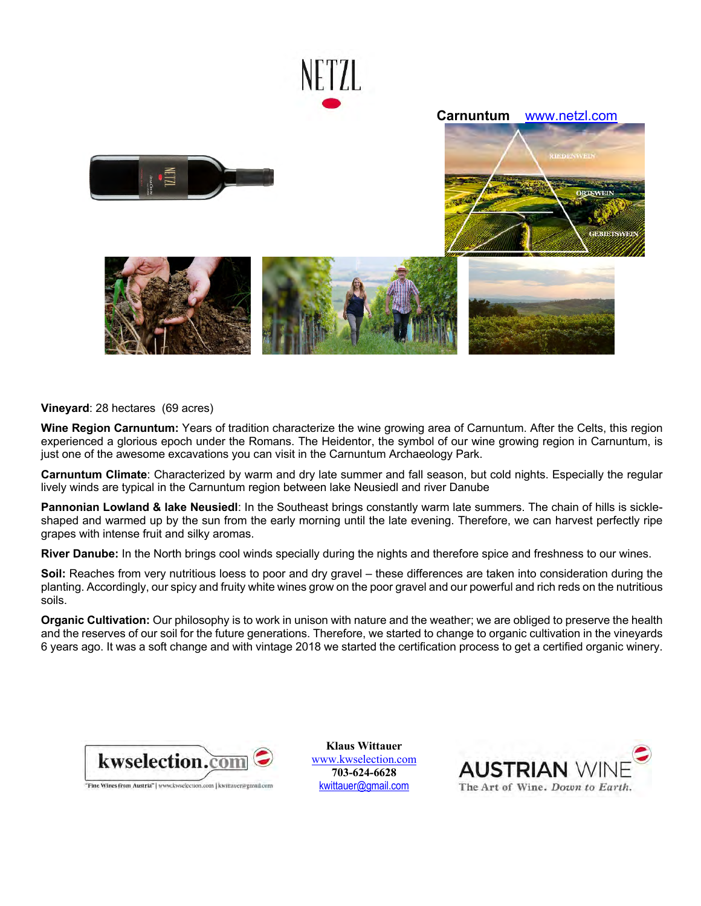# NETZL

**Carnuntum** [www.netzl.com](www.netzl.com)

**Vineyard**: 28 hectares (69 acres)

**Wine Region Carnuntum:** Years of tradition characterize the wine growing area of Carnuntum. After the Celts, this region experienced a glorious epoch under the Romans. The Heidentor, the symbol of our wine growing region in Carnuntum, is just one of the awesome excavations you can visit in the Carnuntum Archaeology Park.

**Carnuntum Climate**: Characterized by warm and dry late summer and fall season, but cold nights. Especially the regular lively winds are typical in the Carnuntum region between lake Neusiedl and river Danube

**Pannonian Lowland & lake Neusiedl**: In the Southeast brings constantly warm late summers. The chain of hills is sickle-shaped and warmed up by the sun from the early morning until the late evening. Therefore, we can harvest perfectly ripe grapes with intense fruit and silky aromas.

**River Danube:** In the North brings cool winds specially during the nights and therefore spice and freshness to our wines.

**Soil:** Reaches from very nutritious loess to poor and dry gravel – these differences are taken into consideration during the planting. Accordingly, our spicy and fruity white wines grow on the poor gravel and our powerful and rich reds on the nutritious soils.

**Organic Cultivation:** Our philosophy is to work in unison with nature and the weather; we are obliged to preserve the health and the reserves of our soil for the future generations. Therefore, we started to change to organic cultivation in the vineyards 6 years ago. It was a soft change and with vintage 2018 we started the certification process to get a certified organic winery.

kwselection.com
"Fine Wines from Austria" | www.kwselection.com | kwittauer@gmail.com

**Klaus Wittauer**
[www.kwselection.com](www.kwselection.com)
**703-624-6628**
[kwittauer@gmail.com](mailto:kwittauer@gmail.com)

AUSTRIAN WINE
The Art of Wine. *Down to Earth.*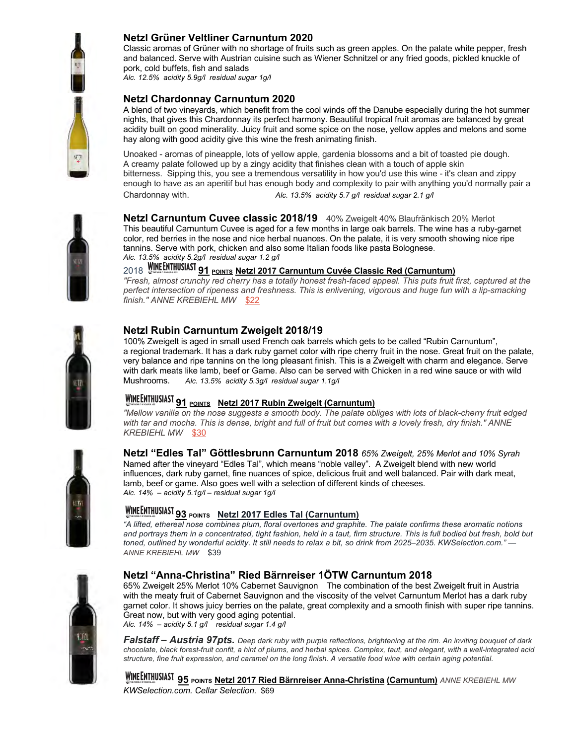### Netzl Grüner Veltliner Carnuntum 2020

Classic aromas of Grüner with no shortage of fruits such as green apples. On the palate white pepper, fresh and balanced. Serve with Austrian cuisine such as Wiener Schnitzel or any fried goods, pickled knuckle of pork, cold buffets, fish and salads

*Alc. 12.5% acidity 5.9g/l residual sugar 1g/l*

### Netzl Chardonnay Carnuntum 2020

A blend of two vineyards, which benefit from the cool winds off the Danube especially during the hot summer nights, that gives this Chardonnay its perfect harmony. Beautiful tropical fruit aromas are balanced by great acidity built on good minerality. Juicy fruit and some spice on the nose, yellow apples and melons and some hay along with good acidity give this wine the fresh animating finish.

Unoaked - aromas of pineapple, lots of yellow apple, gardenia blossoms and a bit of toasted pie dough. A creamy palate followed up by a zingy acidity that finishes clean with a touch of apple skin bitterness. Sipping this, you see a tremendous versatility in how you'd use this wine - it's clean and zippy enough to have as an aperitif but has enough body and complexity to pair with anything you'd normally pair a Chardonnay with. *Alc. 13.5% acidity 5.7 g/l residual sugar 2.1 g/l*

### Netzl Carnuntum Cuvee classic 2018/19

40% Zweigelt 40% Blaufränkisch 20% Merlot

This beautiful Carnuntum Cuvee is aged for a few months in large oak barrels. The wine has a ruby-garnet color, red berries in the nose and nice herbal nuances. On the palate, it is very smooth showing nice ripe tannins. Serve with pork, chicken and also some Italian foods like pasta Bolognese.

*Alc. 13.5% acidity 5.2g/l residual sugar 1.2 g/l*

2018 WINE ENTHUSIAST **91** POINTS **Netzl 2017 Carnuntum Cuvée Classic Red (Carnuntum)**

*"Fresh, almost crunchy red cherry has a totally honest fresh-faced appeal. This puts fruit first, captured at the perfect intersection of ripeness and freshness. This is enlivening, vigorous and huge fun with a lip-smacking finish." ANNE KREBIEHL MW* $22

### Netzl Rubin Carnuntum Zweigelt 2018/19

100% Zweigelt is aged in small used French oak barrels which gets to be called "Rubin Carnuntum", a regional trademark. It has a dark ruby garnet color with ripe cherry fruit in the nose. Great fruit on the palate, very balance and ripe tannins on the long pleasant finish. This is a Zweigelt with charm and elegance. Serve with dark meats like lamb, beef or Game. Also can be served with Chicken in a red wine sauce or with wild Mushrooms. *Alc. 13.5% acidity 5.3g/l residual sugar 1.1g/l*

WINE ENTHUSIAST **91** POINTS **Netzl 2017 Rubin Zweigelt (Carnuntum)**

*"Mellow vanilla on the nose suggests a smooth body. The palate obliges with lots of black-cherry fruit edged with tar and mocha. This is dense, bright and full of fruit but comes with a lovely fresh, dry finish." ANNE KREBIEHL MW* $30

### Netzl "Edles Tal" Göttlesbrunn Carnuntum 2018

*65% Zweigelt, 25% Merlot and 10% Syrah*

Named after the vineyard "Edles Tal", which means "noble valley". A Zweigelt blend with new world influences, dark ruby garnet, fine nuances of spice, delicious fruit and well balanced. Pair with dark meat, lamb, beef or game. Also goes well with a selection of different kinds of cheeses.

*Alc. 14% – acidity 5.1g/l – residual sugar 1g/l*

WINE ENTHUSIAST **93** POINTS **Netzl 2017 Edles Tal (Carnuntum)**

*"A lifted, ethereal nose combines plum, floral overtones and graphite. The palate confirms these aromatic notions and portrays them in a concentrated, tight fashion, held in a taut, firm structure. This is full bodied but fresh, bold but toned, outlined by wonderful acidity. It still needs to relax a bit, so drink from 2025–2035. KWSelection.com." — ANNE KREBIEHL MW* $39

### Netzl "Anna-Christina" Ried Bärnreiser 1ÖTW Carnuntum 2018

65% Zweigelt 25% Merlot 10% Cabernet Sauvignon The combination of the best Zweigelt fruit in Austria with the meaty fruit of Cabernet Sauvignon and the viscosity of the velvet Carnuntum Merlot has a dark ruby garnet color. It shows juicy berries on the palate, great complexity and a smooth finish with super ripe tannins. Great now, but with very good aging potential.

*Alc. 14% – acidity 5.1 g/l residual sugar 1.4 g/l*

***Falstaff – Austria 97pts.*** *Deep dark ruby with purple reflections, brightening at the rim. An inviting bouquet of dark chocolate, black forest-fruit confit, a hint of plums, and herbal spices. Complex, taut, and elegant, with a well-integrated acid structure, fine fruit expression, and caramel on the long finish. A versatile food wine with certain aging potential.*

WINE ENTHUSIAST **95** POINTS **Netzl 2017 Ried Bärnreiser Anna-Christina (Carnuntum)** *ANNE KREBIEHL MW KWSelection.com. Cellar Selection.* $69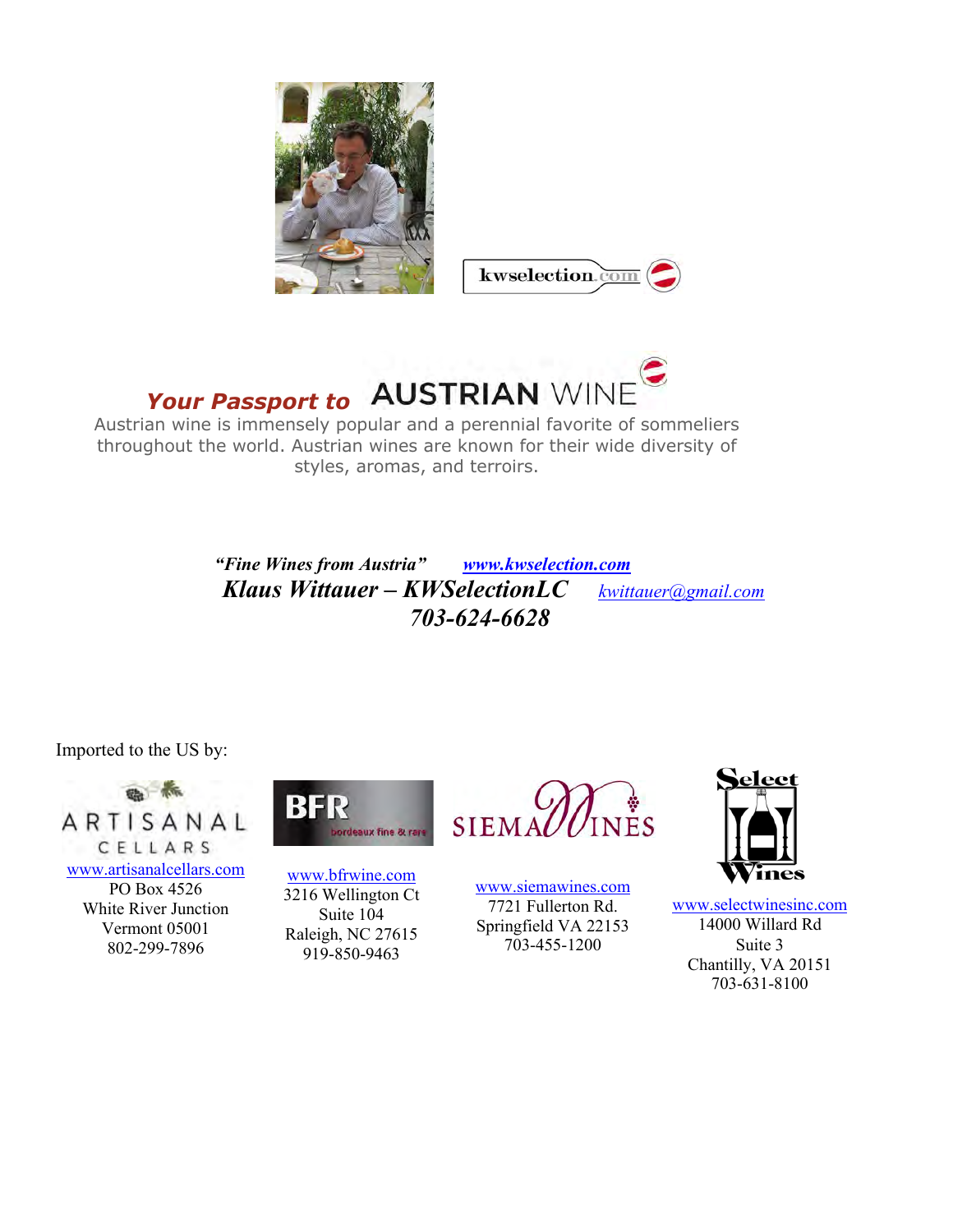kwselection.com

## *Your Passport to* AUSTRIAN WINE

Austrian wine is immensely popular and a perennial favorite of sommeliers throughout the world. Austrian wines are known for their wide diversity of styles, aromas, and terroirs.

***"Fine Wines from Austria"*** ***www.kwselection.com***

***Klaus Wittauer – KWSelectionLC*** *kwittauer@gmail.com*

***703-624-6628***

Imported to the US by:

ARTISANAL CELLARS
www.artisanalcellars.com
PO Box 4526
White River Junction
Vermont 05001
802-299-7896

BFR bordeaux fine & rare
www.bfrwine.com
3216 Wellington Ct
Suite 104
Raleigh, NC 27615
919-850-9463

SIEMA WINES
www.siemawines.com
7721 Fullerton Rd.
Springfield VA 22153
703-455-1200

Select Wines
www.selectwinesinc.com
14000 Willard Rd
Suite 3
Chantilly, VA 20151
703-631-8100